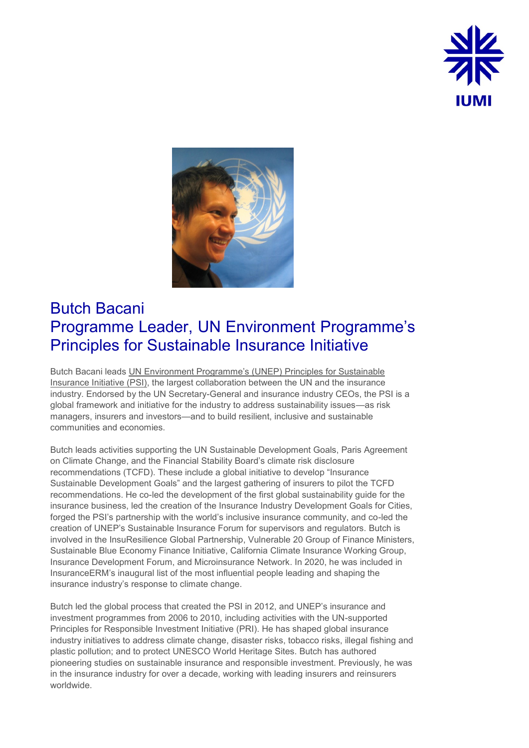# Butch Bacani
# Programme Leader, UN Environment Programme's Principles for Sustainable Insurance Initiative

Butch Bacani leads UN Environment Programme's (UNEP) Principles for Sustainable Insurance Initiative (PSI), the largest collaboration between the UN and the insurance industry. Endorsed by the UN Secretary-General and insurance industry CEOs, the PSI is a global framework and initiative for the industry to address sustainability issues—as risk managers, insurers and investors—and to build resilient, inclusive and sustainable communities and economies.

Butch leads activities supporting the UN Sustainable Development Goals, Paris Agreement on Climate Change, and the Financial Stability Board's climate risk disclosure recommendations (TCFD). These include a global initiative to develop "Insurance Sustainable Development Goals" and the largest gathering of insurers to pilot the TCFD recommendations. He co-led the development of the first global sustainability guide for the insurance business, led the creation of the Insurance Industry Development Goals for Cities, forged the PSI's partnership with the world's inclusive insurance community, and co-led the creation of UNEP's Sustainable Insurance Forum for supervisors and regulators. Butch is involved in the InsuResilience Global Partnership, Vulnerable 20 Group of Finance Ministers, Sustainable Blue Economy Finance Initiative, California Climate Insurance Working Group, Insurance Development Forum, and Microinsurance Network. In 2020, he was included in InsuranceERM's inaugural list of the most influential people leading and shaping the insurance industry's response to climate change.

Butch led the global process that created the PSI in 2012, and UNEP's insurance and investment programmes from 2006 to 2010, including activities with the UN-supported Principles for Responsible Investment Initiative (PRI). He has shaped global insurance industry initiatives to address climate change, disaster risks, tobacco risks, illegal fishing and plastic pollution; and to protect UNESCO World Heritage Sites. Butch has authored pioneering studies on sustainable insurance and responsible investment. Previously, he was in the insurance industry for over a decade, working with leading insurers and reinsurers worldwide.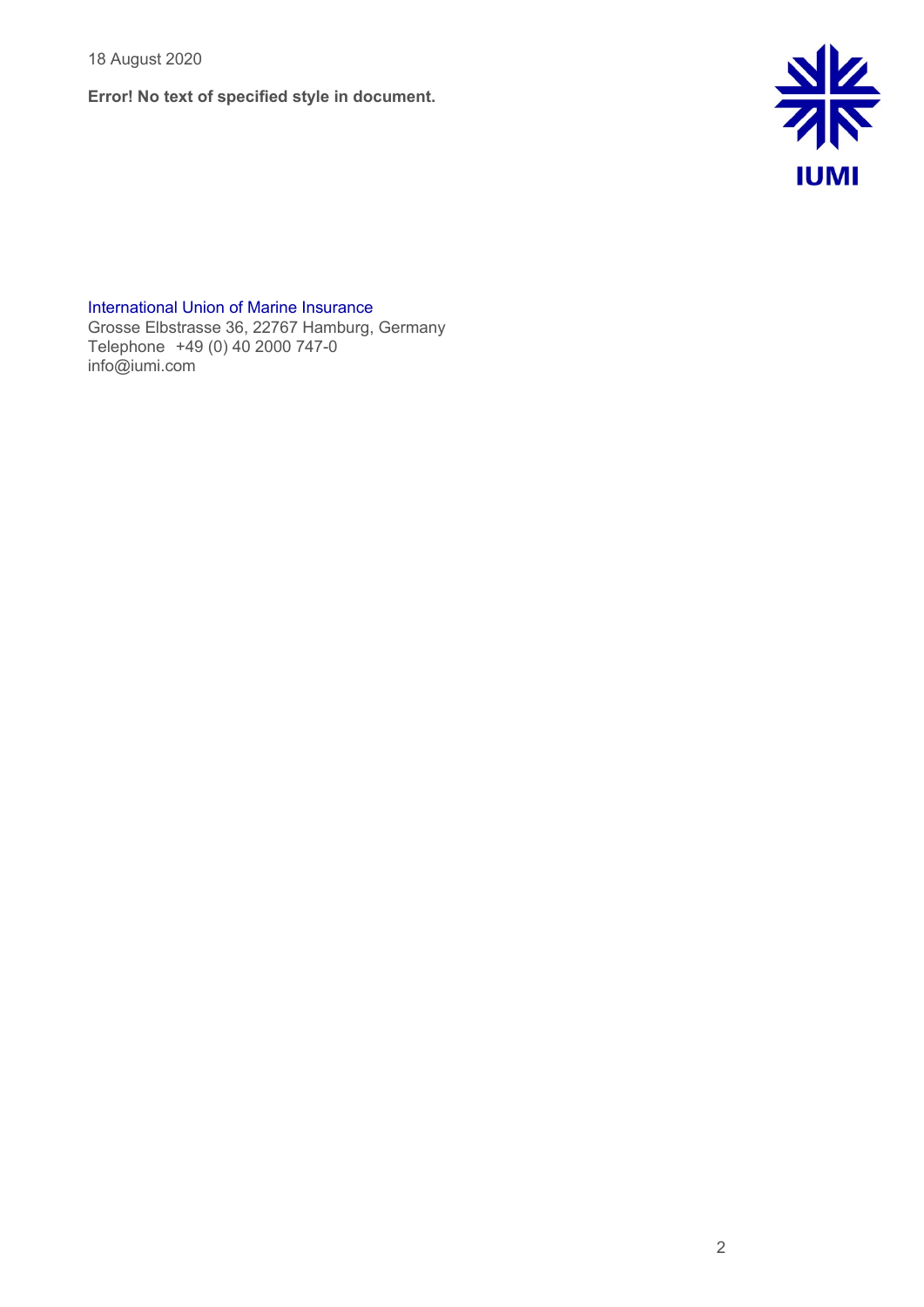18 August 2020

**Error! No text of specified style in document.**

IUMI

International Union of Marine Insurance
Grosse Elbstrasse 36, 22767 Hamburg, Germany
Telephone +49 (0) 40 2000 747-0
info@iumi.com